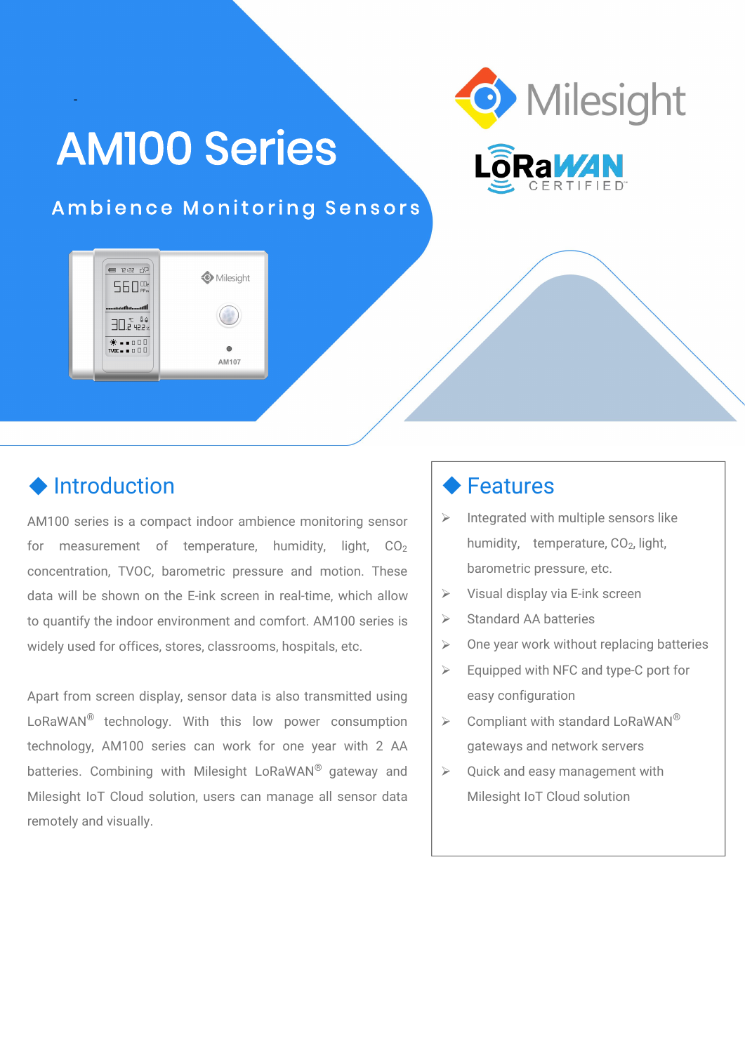# AM100 Series

## Ambience Monitoring Sensors

## Introduction

AM100 series is a compact indoor ambience monitoring sensor for measurement of temperature, humidity, light, $CO_2$ concentration, TVOC, barometric pressure and motion. These data will be shown on the E-ink screen in real-time, which allow to quantify the indoor environment and comfort. AM100 series is widely used for offices, stores, classrooms, hospitals, etc.

Apart from screen display, sensor data is also transmitted using LoRaWAN® technology. With this low power consumption technology, AM100 series can work for one year with 2 AA batteries. Combining with Milesight LoRaWAN® gateway and Milesight IoT Cloud solution, users can manage all sensor data remotely and visually.

## Features

- Integrated with multiple sensors like humidity, temperature, $CO_2$, light, barometric pressure, etc.
- Visual display via E-ink screen
- Standard AA batteries
- One year work without replacing batteries
- Equipped with NFC and type-C port for easy configuration
- Compliant with standard LoRaWAN® gateways and network servers
- Quick and easy management with Milesight IoT Cloud solution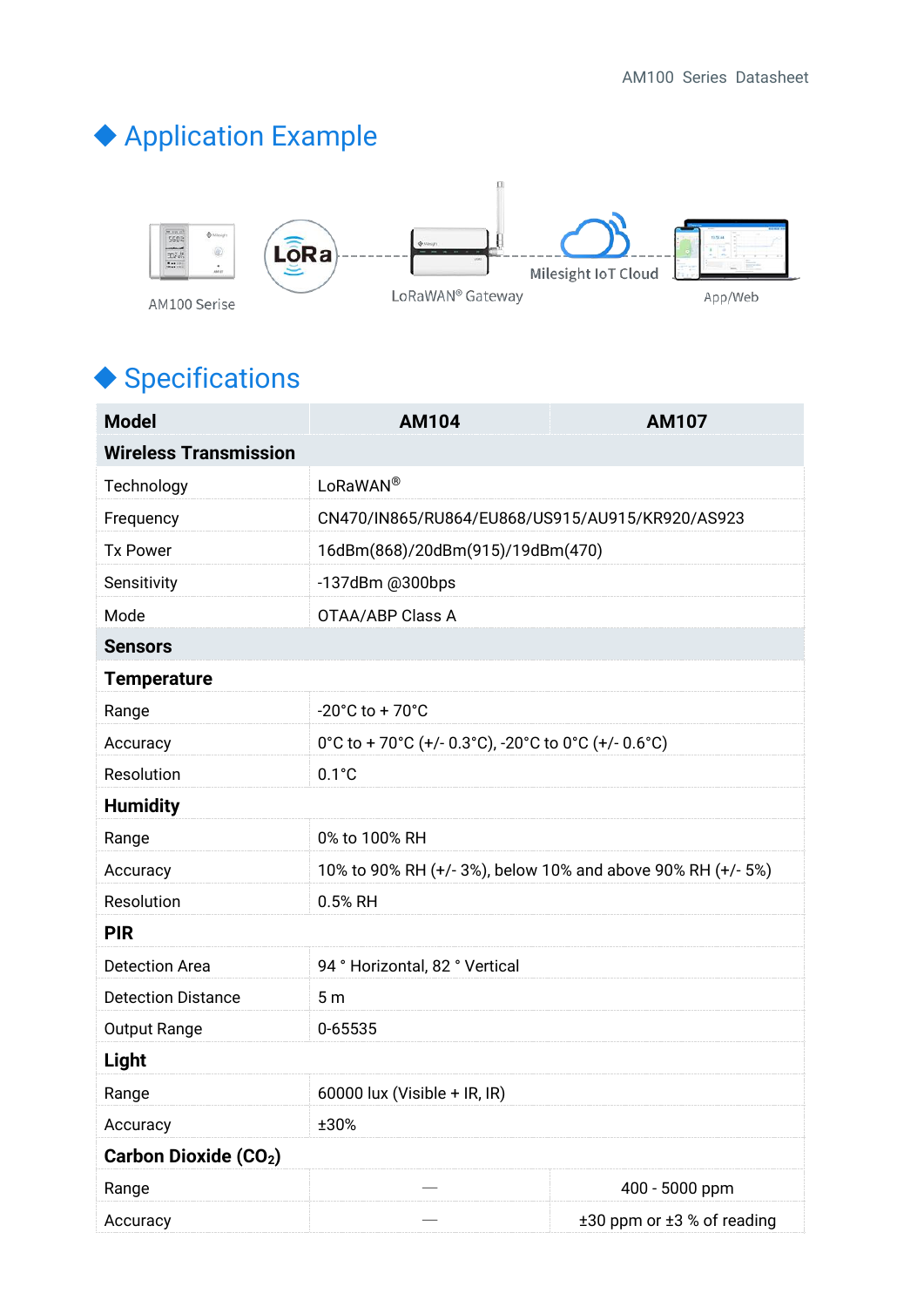## Application Example

AM100 Serise

LoRa

LoRaWAN® Gateway

Milesight IoT Cloud

App/Web

## Specifications

| Model | AM104 | AM107 |
|---|---|---|
| **Wireless Transmission** | | |
| Technology | LoRaWAN® | |
| Frequency | CN470/IN865/RU864/EU868/US915/AU915/KR920/AS923 | |
| Tx Power | 16dBm(868)/20dBm(915)/19dBm(470) | |
| Sensitivity | -137dBm @300bps | |
| Mode | OTAA/ABP Class A | |
| **Sensors** | | |
| **Temperature** | | |
| Range | -20°C to + 70°C | |
| Accuracy | 0°C to + 70°C (+/- 0.3°C), -20°C to 0°C (+/- 0.6°C) | |
| Resolution | 0.1°C | |
| **Humidity** | | |
| Range | 0% to 100% RH | |
| Accuracy | 10% to 90% RH (+/- 3%), below 10% and above 90% RH (+/- 5%) | |
| Resolution | 0.5% RH | |
| **PIR** | | |
| Detection Area | 94 ° Horizontal, 82 ° Vertical | |
| Detection Distance | 5 m | |
| Output Range | 0-65535 | |
| **Light** | | |
| Range | 60000 lux (Visible + IR, IR) | |
| Accuracy | ±30% | |
| **Carbon Dioxide ($CO_2$)** | | |
| Range | — | 400 - 5000 ppm |
| Accuracy | — | ±30 ppm or ±3 % of reading |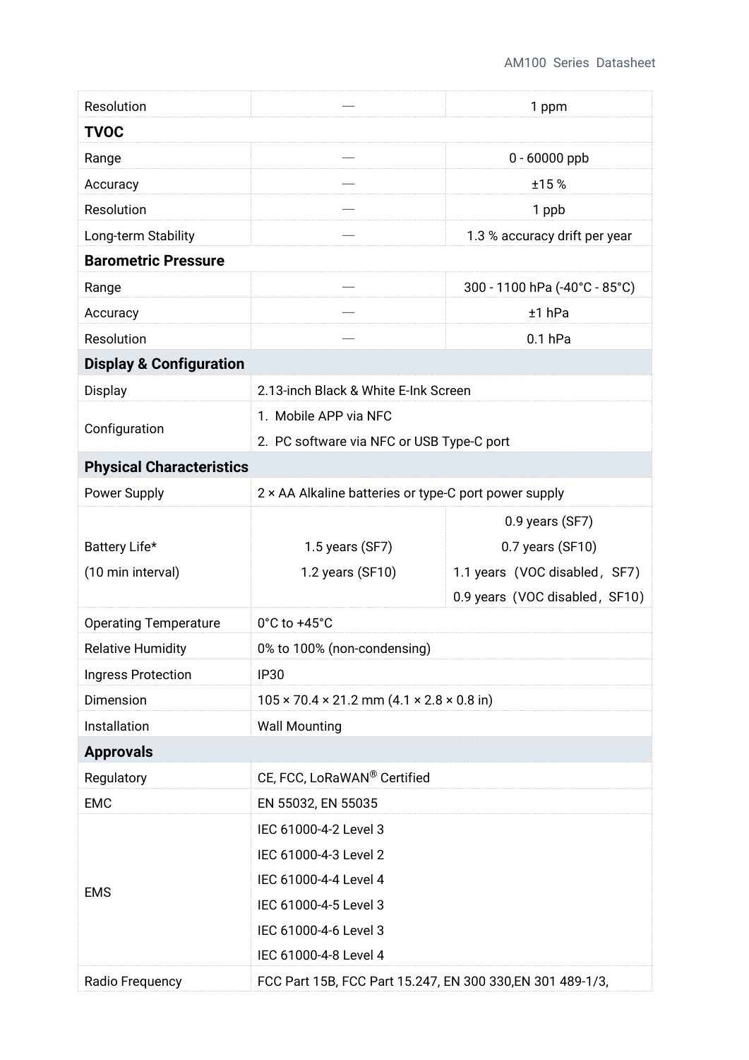| | | |
|---|---|---|
| Resolution | — | 1 ppm |
| **TVOC** | | |
| Range | — | 0 - 60000 ppb |
| Accuracy | — | ±15 % |
| Resolution | — | 1 ppb |
| Long-term Stability | — | 1.3 % accuracy drift per year |
| **Barometric Pressure** | | |
| Range | — | 300 - 1100 hPa (-40°C - 85°C) |
| Accuracy | — | ±1 hPa |
| Resolution | — | 0.1 hPa |
| **Display & Configuration** | | |
| Display | 2.13-inch Black & White E-Ink Screen | |
| Configuration | 1. Mobile APP via NFC<br>2. PC software via NFC or USB Type-C port | |
| **Physical Characteristics** | | |
| Power Supply | 2 × AA Alkaline batteries or type-C port power supply | |
| Battery Life*<br>(10 min interval) | 1.5 years (SF7)<br>1.2 years (SF10) | 0.9 years (SF7)<br>0.7 years (SF10)<br>1.1 years（VOC disabled，SF7)<br>0.9 years（VOC disabled，SF10) |
| Operating Temperature | 0°C to +45°C | |
| Relative Humidity | 0% to 100% (non-condensing) | |
| Ingress Protection | IP30 | |
| Dimension | 105 × 70.4 × 21.2 mm (4.1 × 2.8 × 0.8 in) | |
| Installation | Wall Mounting | |
| **Approvals** | | |
| Regulatory | CE, FCC, LoRaWAN® Certified | |
| EMC | EN 55032, EN 55035 | |
| EMS | IEC 61000-4-2 Level 3<br>IEC 61000-4-3 Level 2<br>IEC 61000-4-4 Level 4<br>IEC 61000-4-5 Level 3<br>IEC 61000-4-6 Level 3<br>IEC 61000-4-8 Level 4 | |
| Radio Frequency | FCC Part 15B, FCC Part 15.247, EN 300 330,EN 301 489-1/3, | |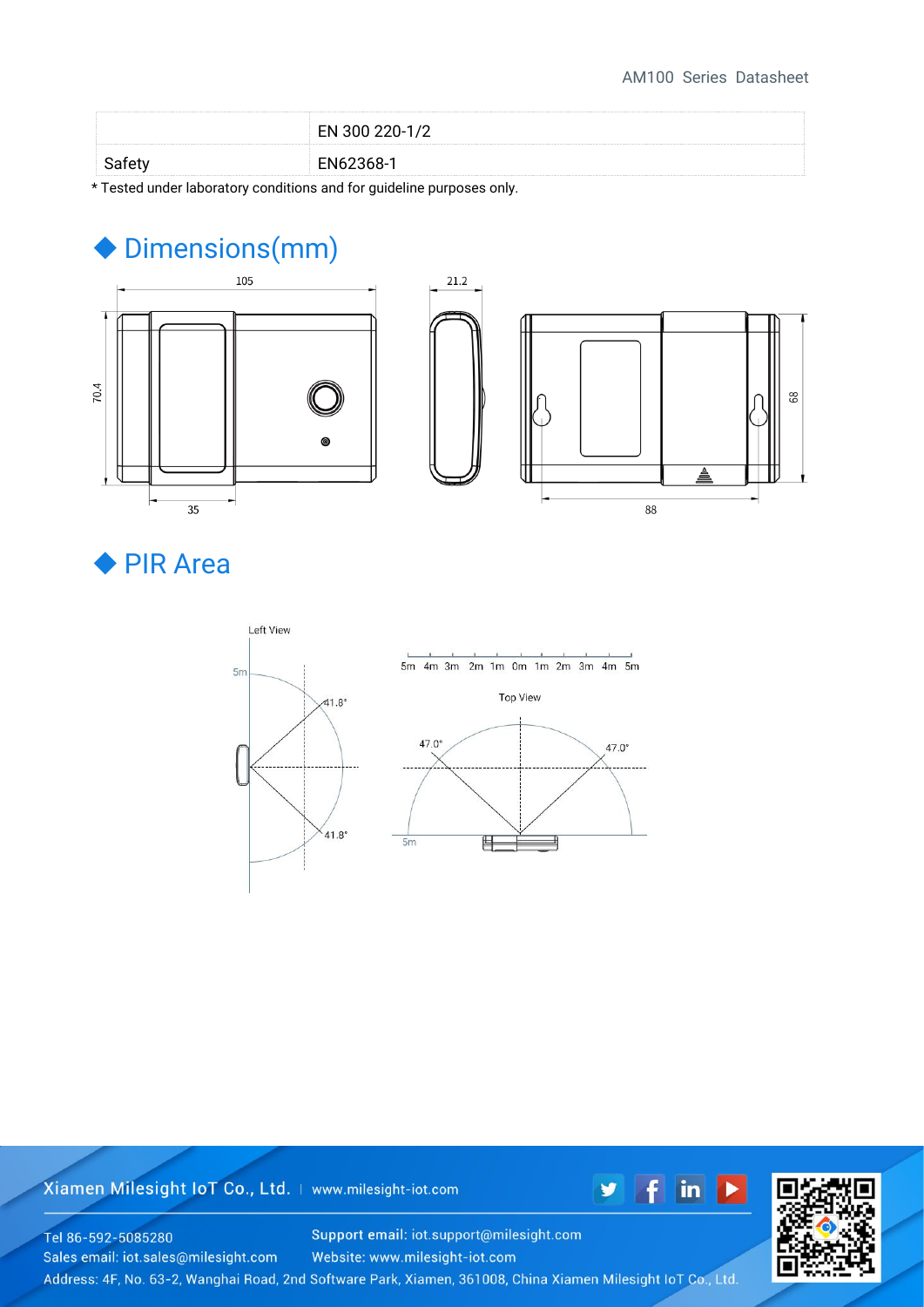| | |
|---|---|
| | EN 300 220-1/2 |
| Safety | EN62368-1 |

* Tested under laboratory conditions and for guideline purposes only.

## ◆ Dimensions(mm)

105

21.2

70.4

35

68

88

## ◆ PIR Area

Left View

5m

41.8°

41.8°

5m 4m 3m 2m 1m 0m 1m 2m 3m 4m 5m

Top View

47.0°

47.0°

5m